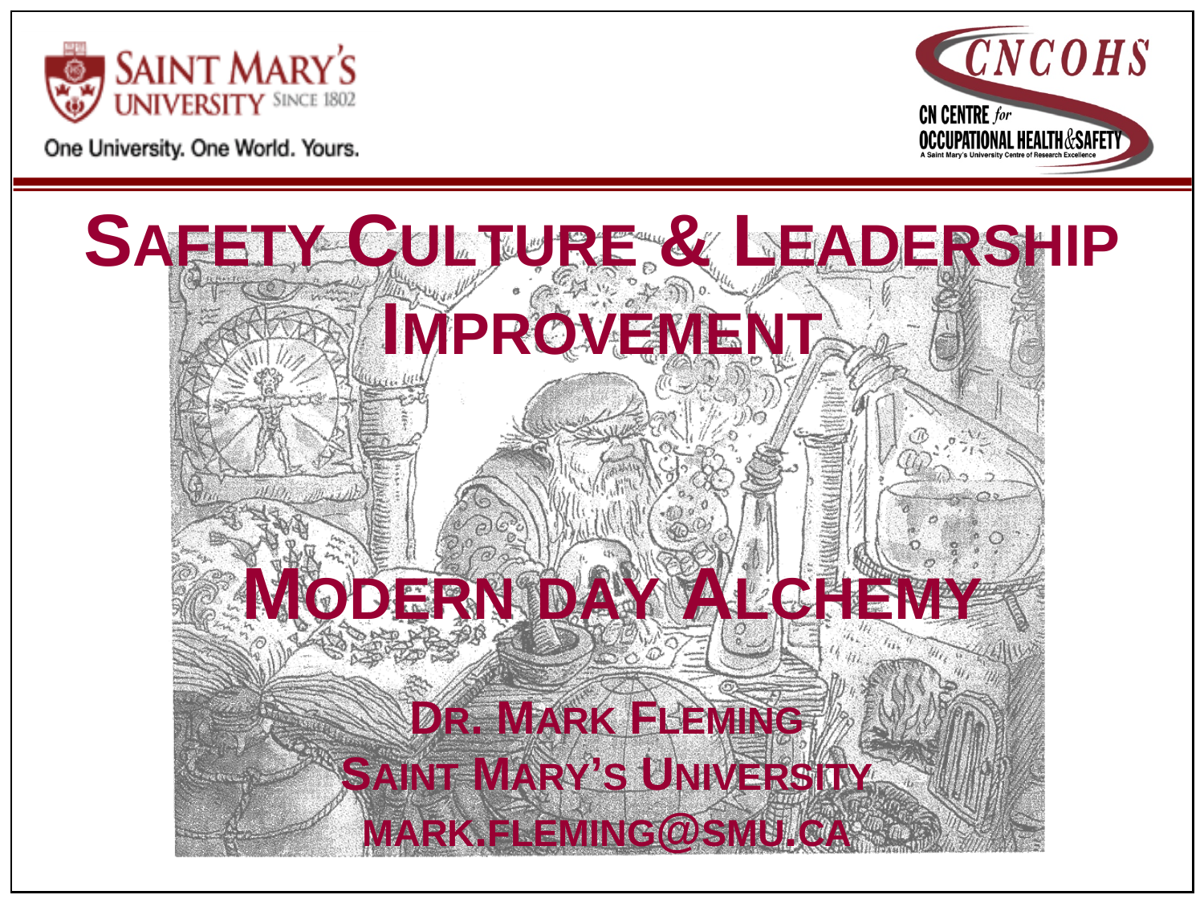Saint Mary's University Since 1802

One University. One World. Yours.

CNCOHS

CN Centre for Occupational Health & Safety

A Saint Mary's University Centre of Research Excellence

# Safety Culture & Leadership Improvement

## Modern day Alchemy

**Dr. Mark Fleming**

**Saint Mary's University**

**mark.fleming@smu.ca**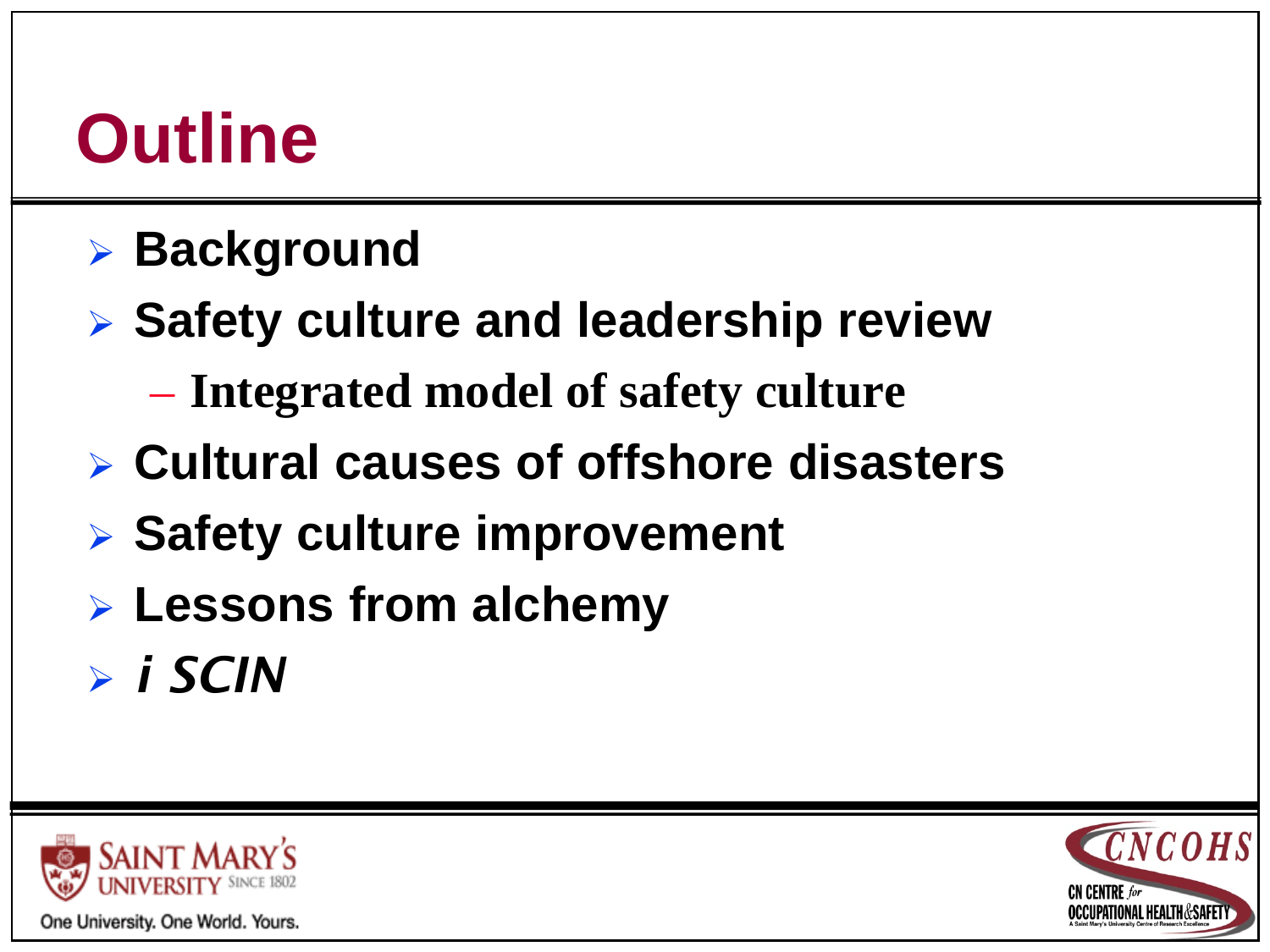# Outline

- **Background**
- **Safety culture and leadership review**
  - **Integrated model of safety culture**
- **Cultural causes of offshore disasters**
- **Safety culture improvement**
- **Lessons from alchemy**
- ***i SCIN***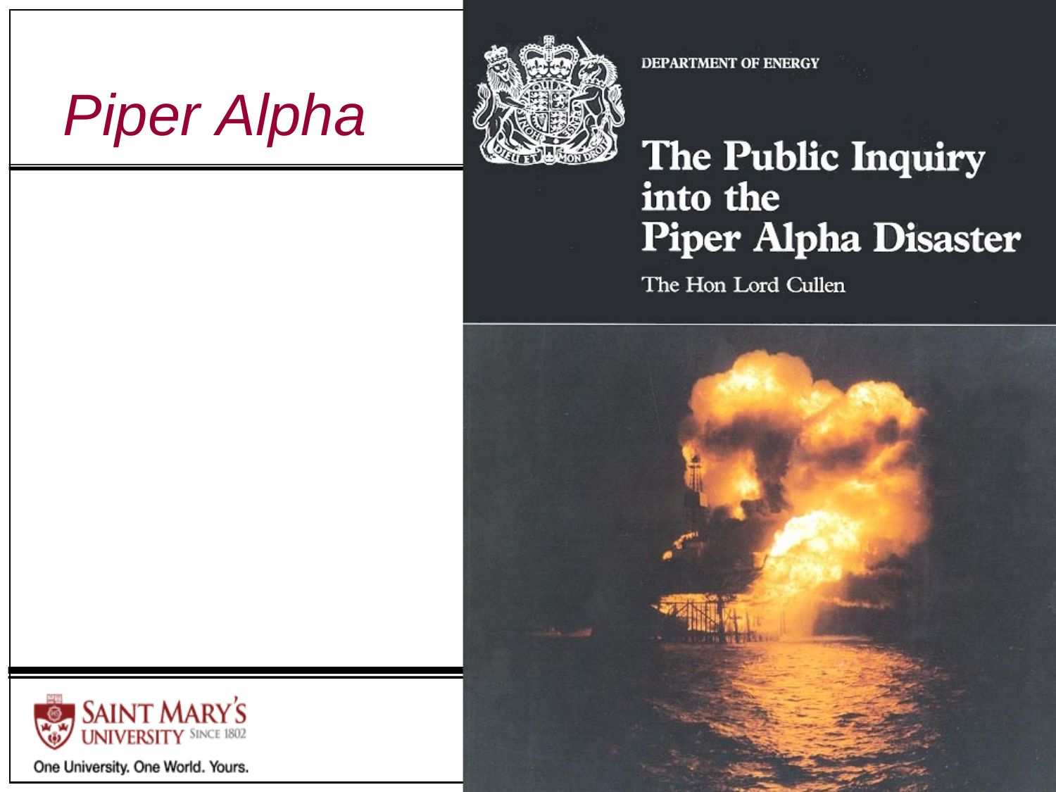# Piper Alpha

DEPARTMENT OF ENERGY

The Public Inquiry into the Piper Alpha Disaster

The Hon Lord Cullen

SAINT MARY'S UNIVERSITY SINCE 1802

One University. One World. Yours.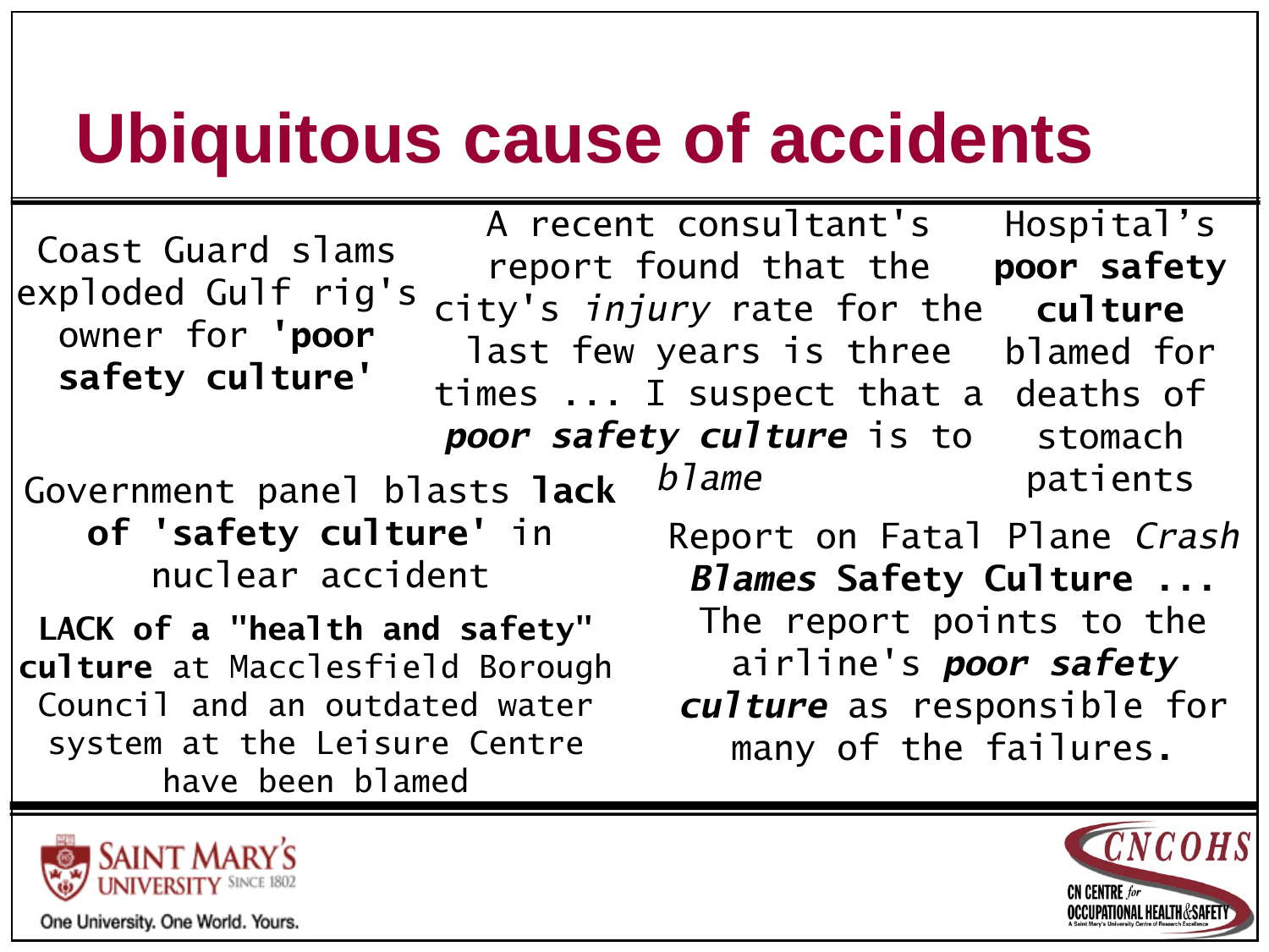# Ubiquitous cause of accidents

Coast Guard slams exploded Gulf rig's owner for **'poor safety culture'**

A recent consultant's report found that the city's *injury* rate for the last few years is three times ... I suspect that a ***poor safety culture*** is to *blame*

Hospital's **poor safety culture** blamed for deaths of stomach patients

Government panel blasts **lack of 'safety culture'** in nuclear accident

**LACK of a "health and safety" culture** at Macclesfield Borough Council and an outdated water system at the Leisure Centre have been blamed

Report on Fatal Plane *Crash* ***Blames*** **Safety Culture ...** The report points to the airline's ***poor safety culture*** as responsible for many of the failures.

Saint Mary's University Since 1802 — One University. One World. Yours.

CNCOHS — CN Centre for Occupational Health & Safety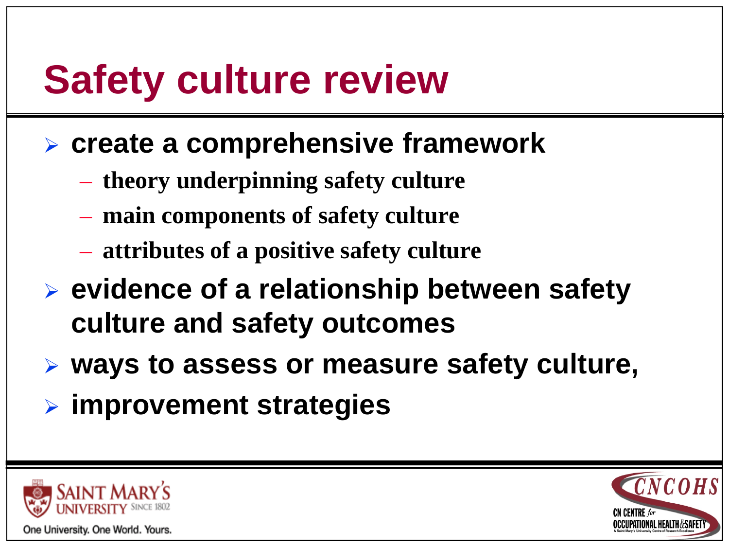# Safety culture review

- **create a comprehensive framework**
  - **theory underpinning safety culture**
  - **main components of safety culture**
  - **attributes of a positive safety culture**
- **evidence of a relationship between safety culture and safety outcomes**
- **ways to assess or measure safety culture,**
- **improvement strategies**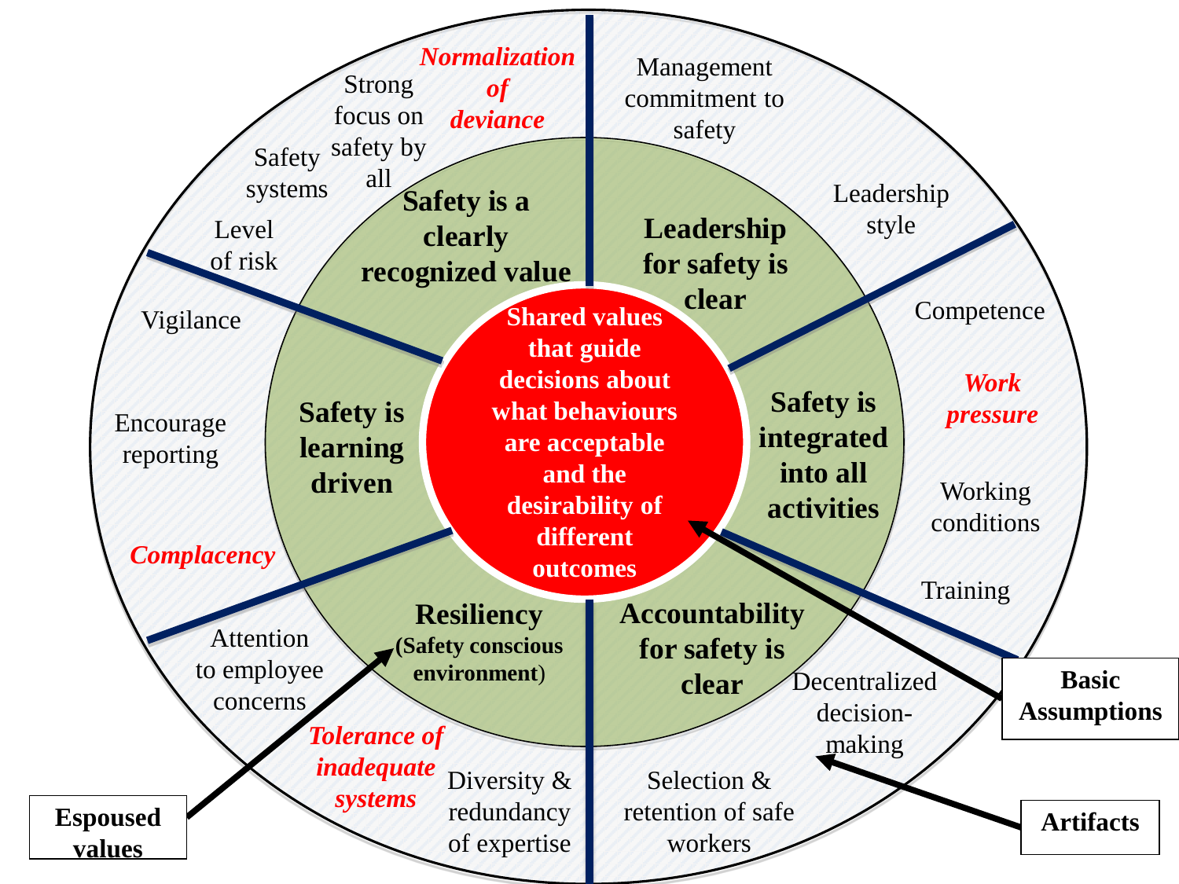**Shared values that guide decisions about what behaviours are acceptable and the desirability of different outcomes**

**Safety is a clearly recognized value**

Strong focus on safety by all

Safety systems

Level of risk

***Normalization of deviance***

**Leadership for safety is clear**

Management commitment to safety

Leadership style

**Safety is integrated into all activities**

Competence

***Work pressure***

Working conditions

Training

**Accountability for safety is clear**

Decentralized decision-making

Selection & retention of safe workers

**Resiliency (Safety conscious environment)**

Diversity & redundancy of expertise

Attention to employee concerns

***Tolerance of inadequate systems***

**Safety is learning driven**

Vigilance

Encourage reporting

***Complacency***

**Basic Assumptions**

**Espoused values**

**Artifacts**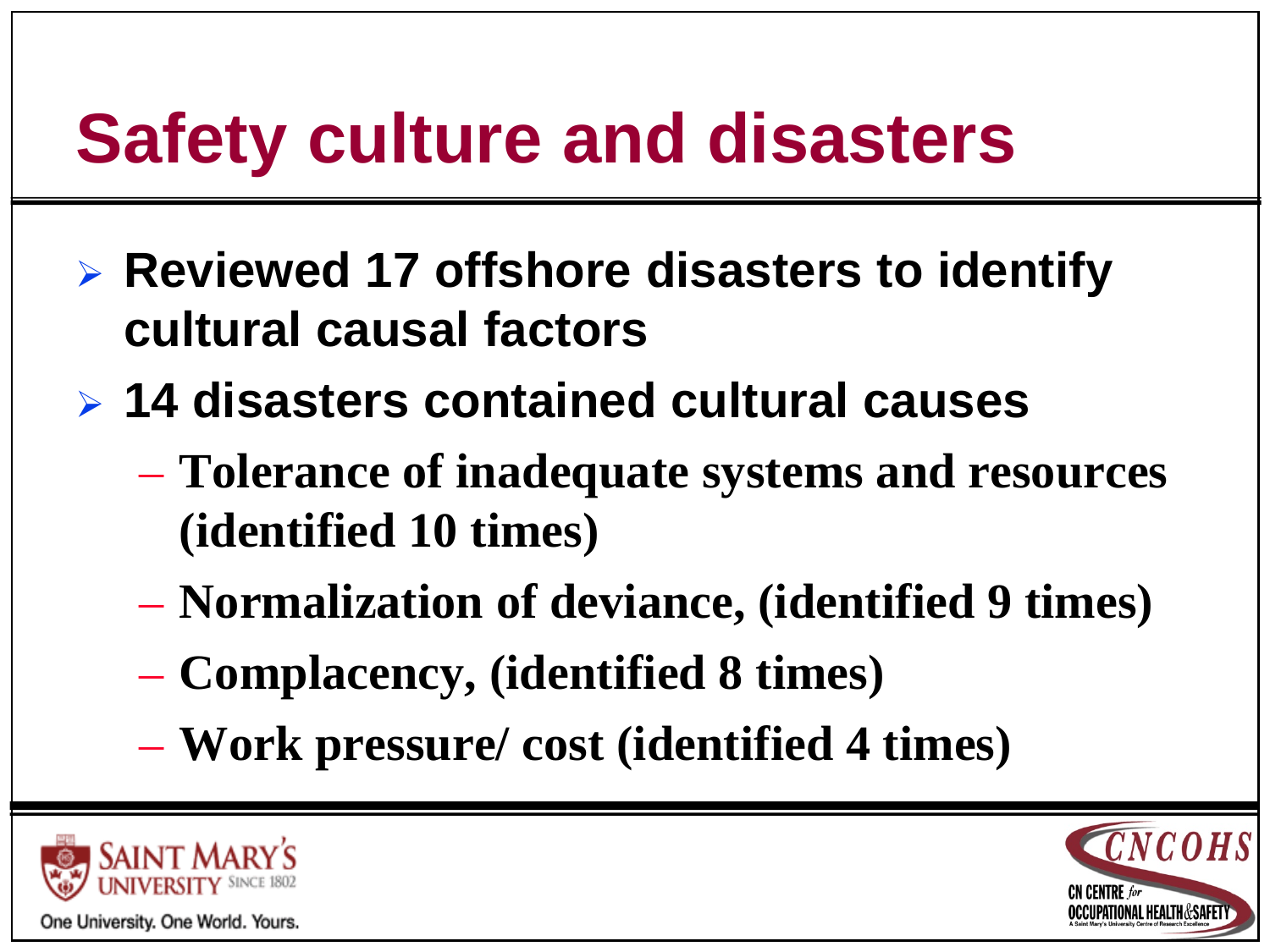# Safety culture and disasters

- **Reviewed 17 offshore disasters to identify cultural causal factors**
- **14 disasters contained cultural causes**
  - **Tolerance of inadequate systems and resources (identified 10 times)**
  - **Normalization of deviance, (identified 9 times)**
  - **Complacency, (identified 8 times)**
  - **Work pressure/ cost (identified 4 times)**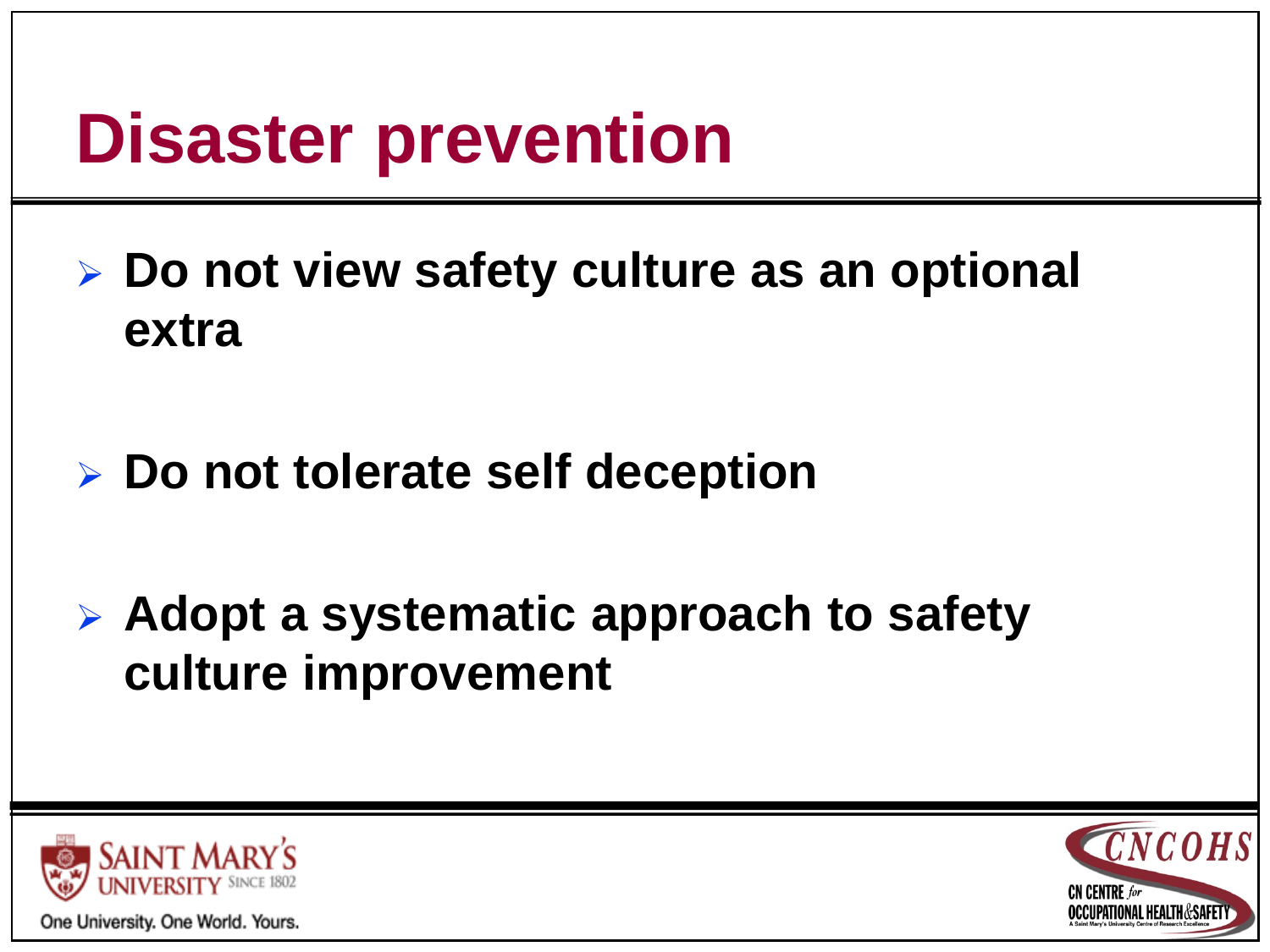# Disaster prevention

- **Do not view safety culture as an optional extra**
- **Do not tolerate self deception**
- **Adopt a systematic approach to safety culture improvement**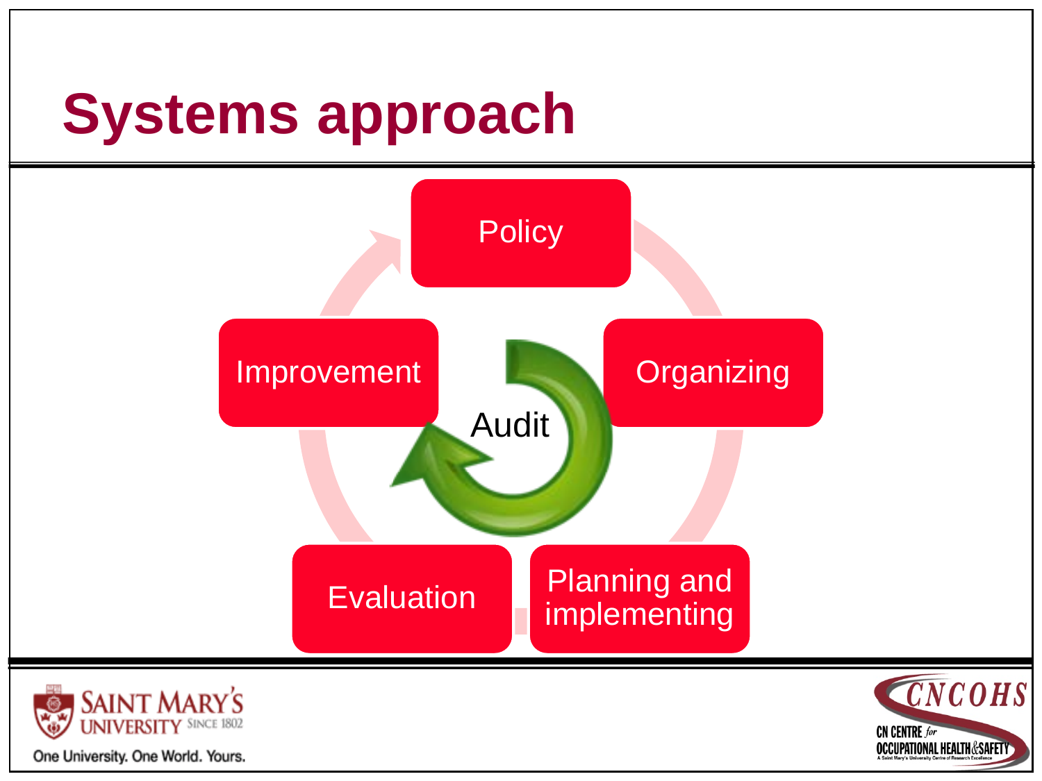# Systems approach

- Policy
- Organizing
- Planning and implementing
- Evaluation
- Improvement

Audit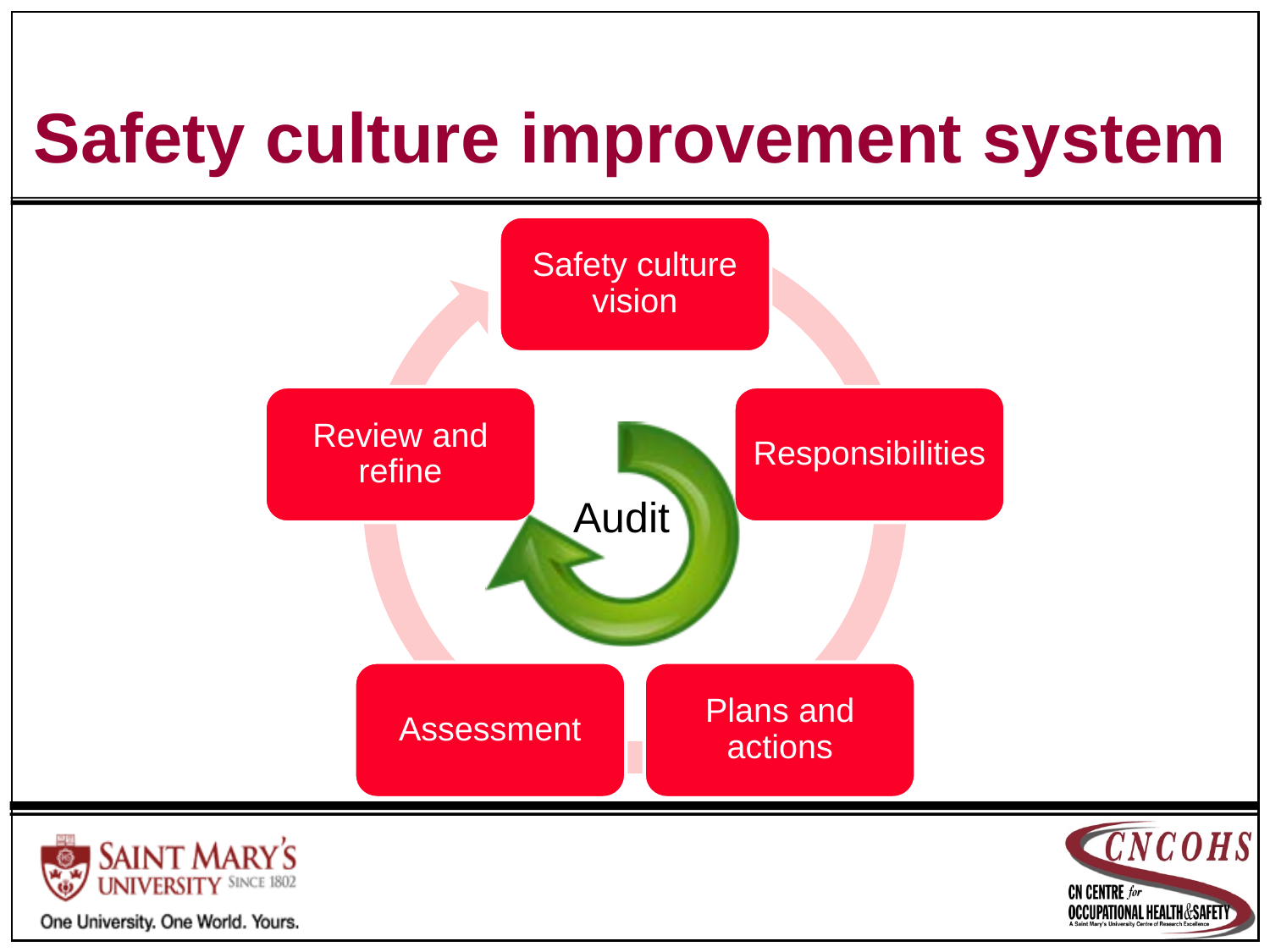# Safety culture improvement system

- Safety culture vision
- Responsibilities
- Plans and actions
- Assessment
- Review and refine

Audit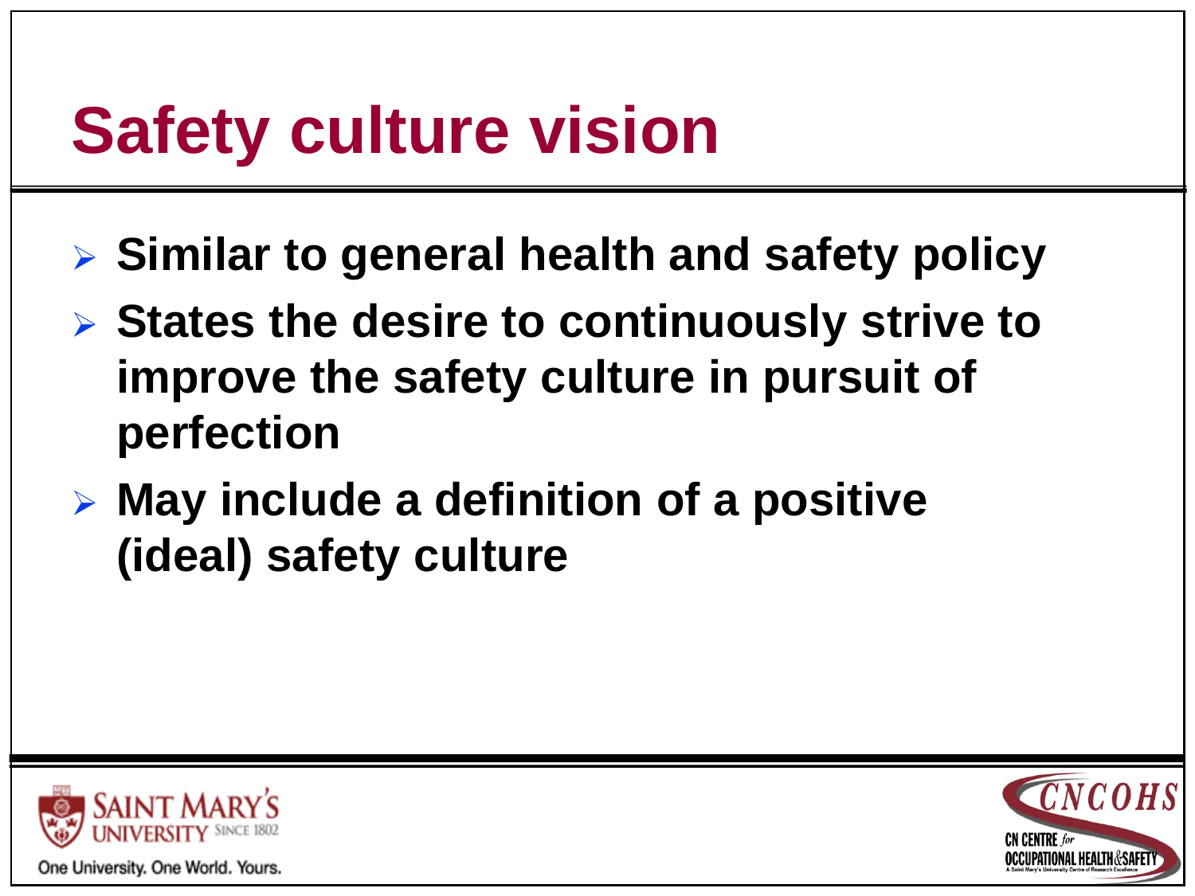# Safety culture vision

- **Similar to general health and safety policy**
- **States the desire to continuously strive to improve the safety culture in pursuit of perfection**
- **May include a definition of a positive (ideal) safety culture**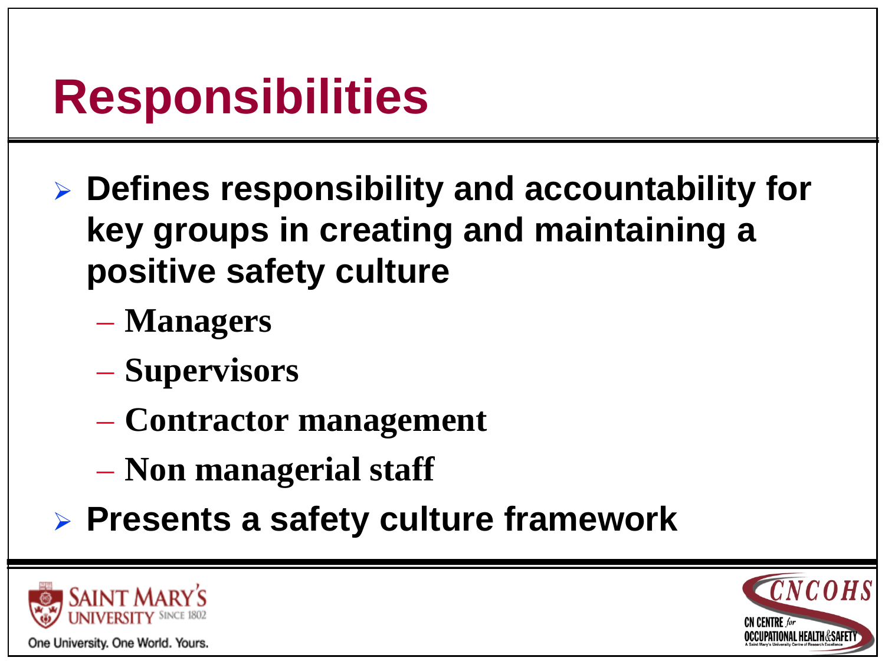# Responsibilities

- **Defines responsibility and accountability for key groups in creating and maintaining a positive safety culture**
  - **Managers**
  - **Supervisors**
  - **Contractor management**
  - **Non managerial staff**
- **Presents a safety culture framework**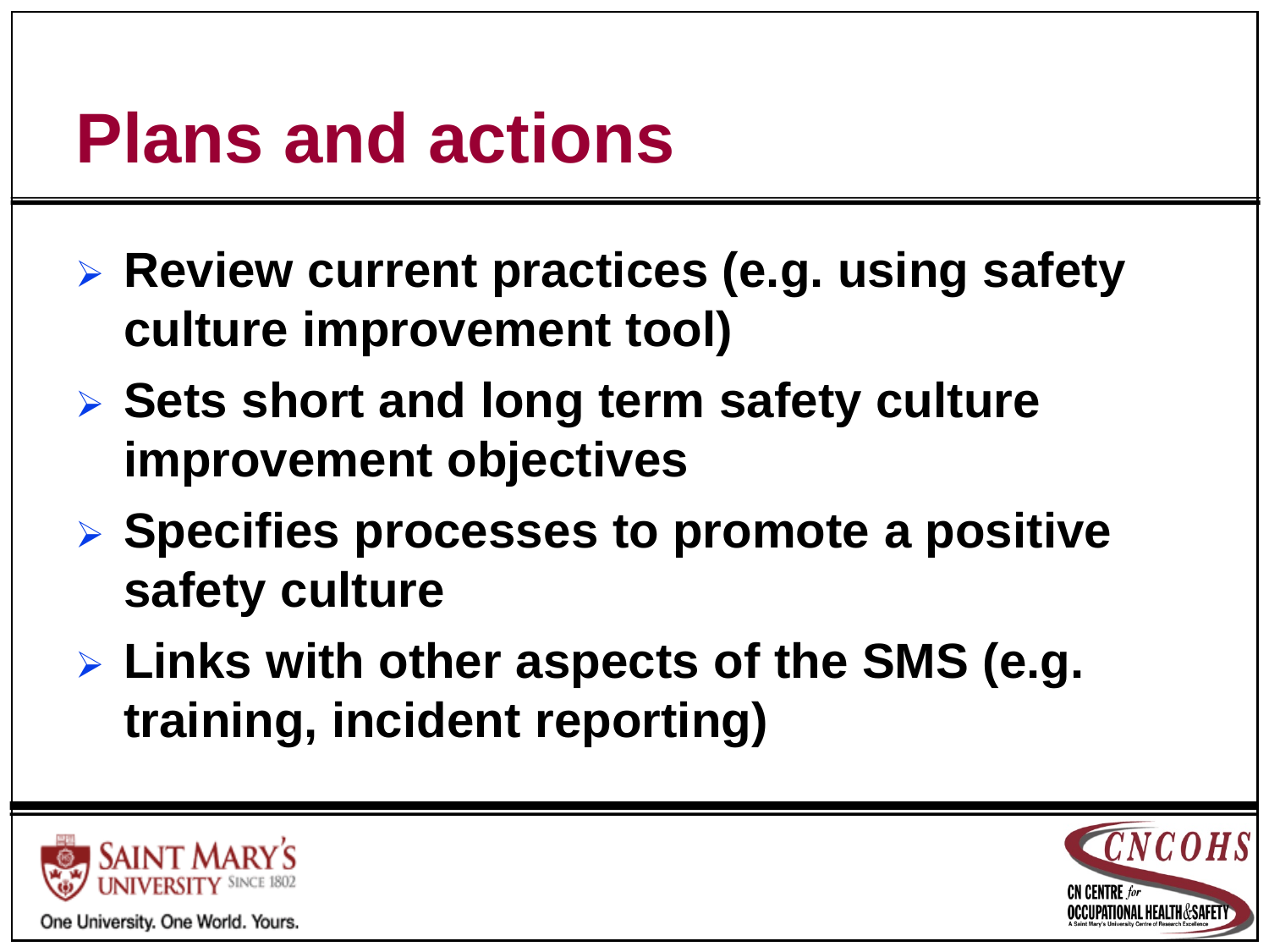# Plans and actions

- **Review current practices (e.g. using safety culture improvement tool)**
- **Sets short and long term safety culture improvement objectives**
- **Specifies processes to promote a positive safety culture**
- **Links with other aspects of the SMS (e.g. training, incident reporting)**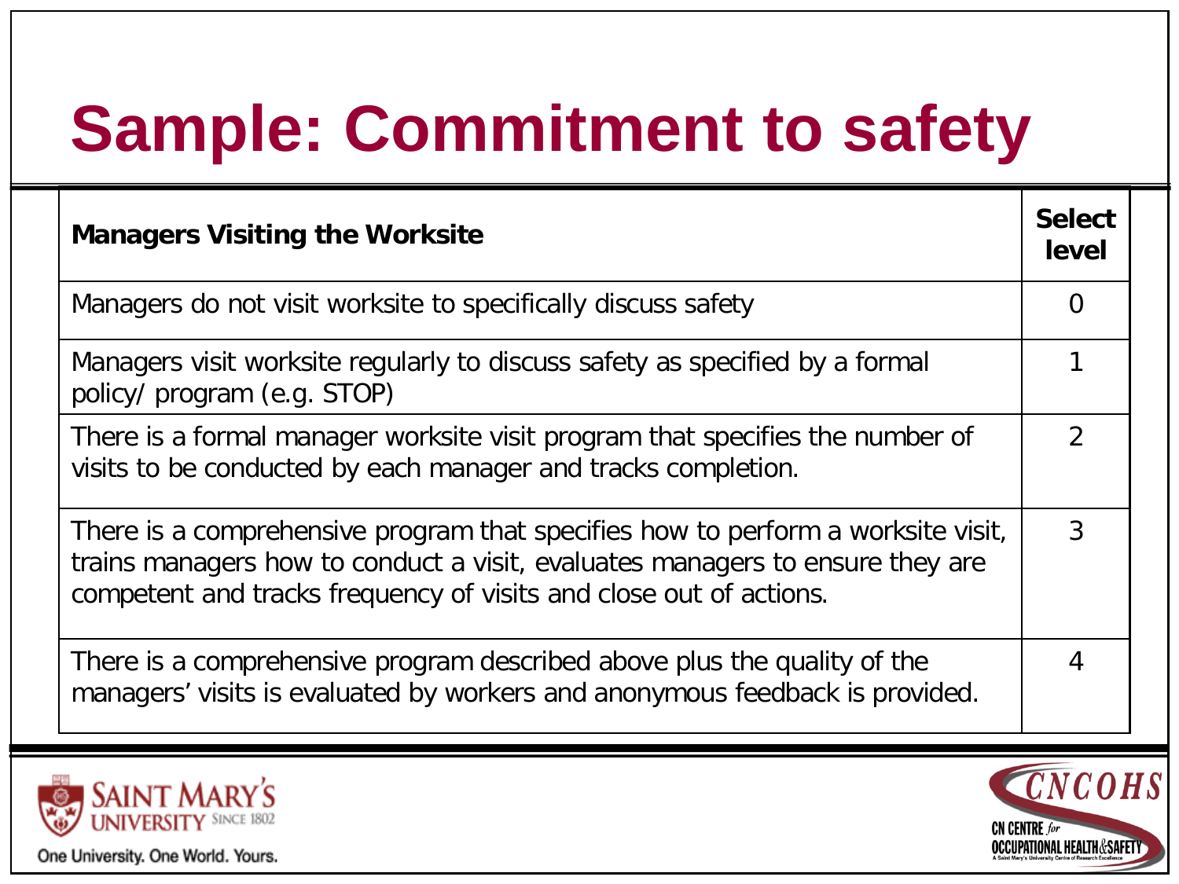# Sample: Commitment to safety

| **Managers Visiting the Worksite** | **Select level** |
|---|---|
| Managers do not visit worksite to specifically discuss safety | 0 |
| Managers visit worksite regularly to discuss safety as specified by a formal policy/ program (e.g. STOP) | 1 |
| There is a formal manager worksite visit program that specifies the number of visits to be conducted by each manager and tracks completion. | 2 |
| There is a comprehensive program that specifies how to perform a worksite visit, trains managers how to conduct a visit, evaluates managers to ensure they are competent and tracks frequency of visits and close out of actions. | 3 |
| There is a comprehensive program described above plus the quality of the managers' visits is evaluated by workers and anonymous feedback is provided. | 4 |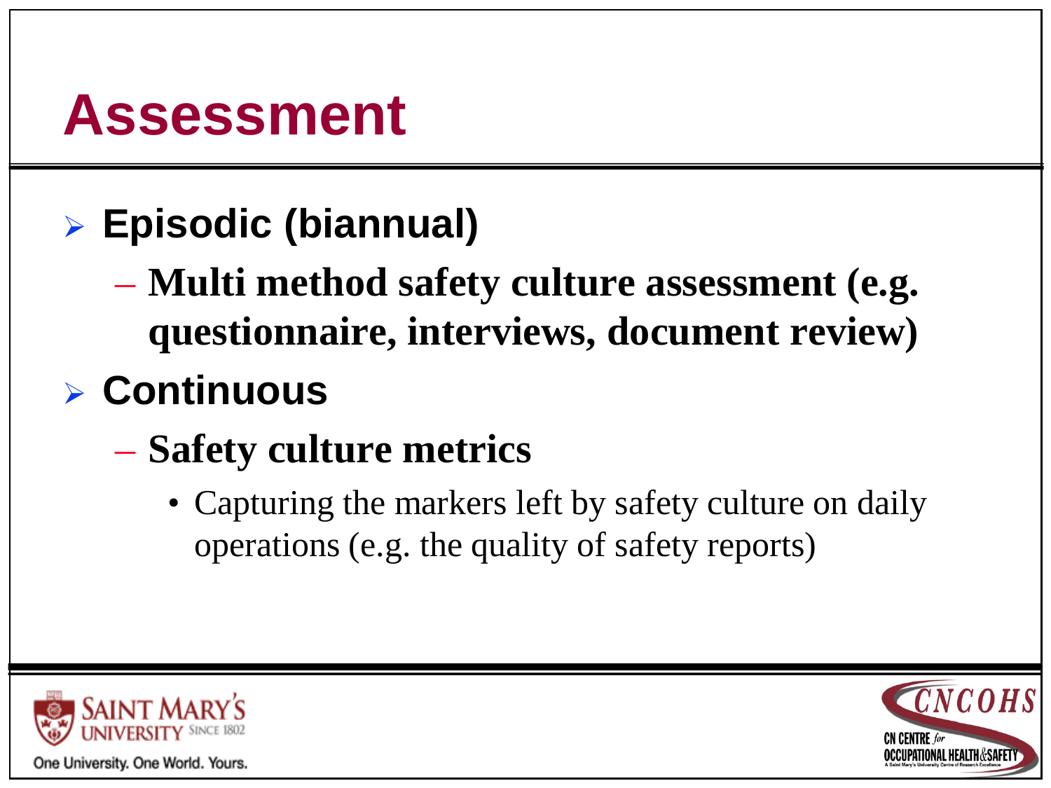# Assessment

- **Episodic (biannual)**
  - **Multi method safety culture assessment (e.g. questionnaire, interviews, document review)**
- **Continuous**
  - **Safety culture metrics**
    - Capturing the markers left by safety culture on daily operations (e.g. the quality of safety reports)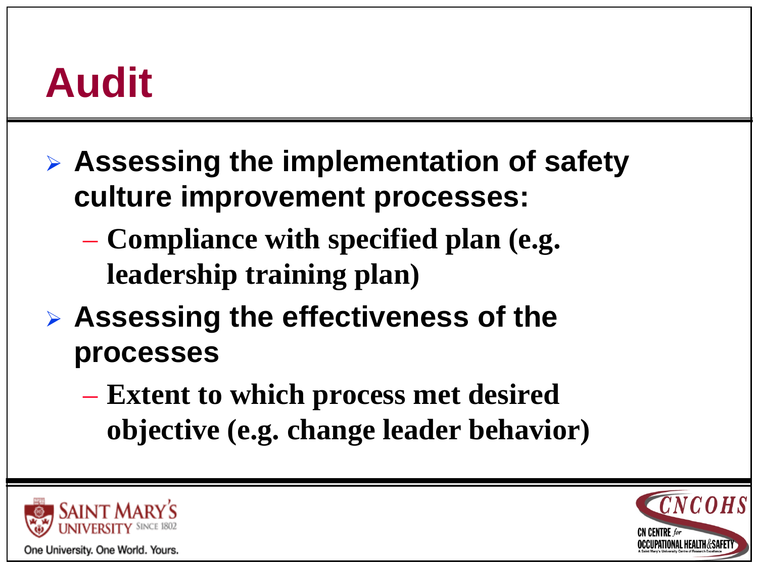# Audit

- **Assessing the implementation of safety culture improvement processes:**
  - **Compliance with specified plan (e.g. leadership training plan)**
- **Assessing the effectiveness of the processes**
  - **Extent to which process met desired objective (e.g. change leader behavior)**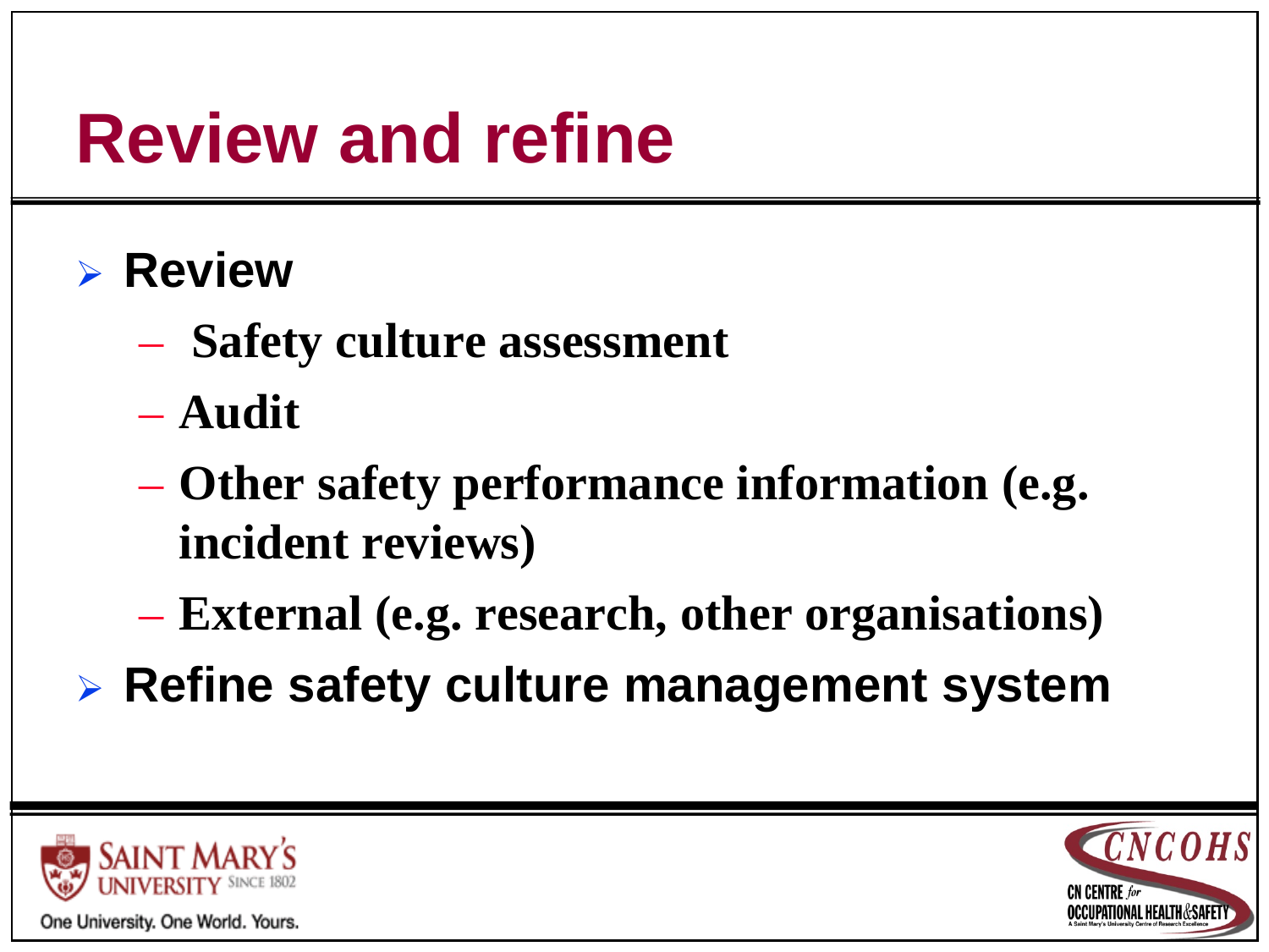# Review and refine

- **Review**
  - **Safety culture assessment**
  - **Audit**
  - **Other safety performance information (e.g. incident reviews)**
  - **External (e.g. research, other organisations)**
- **Refine safety culture management system**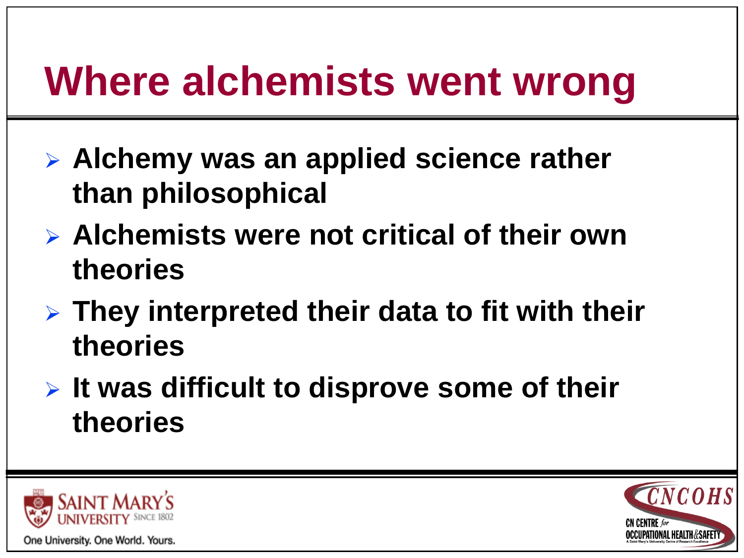# Where alchemists went wrong

- **Alchemy was an applied science rather than philosophical**
- **Alchemists were not critical of their own theories**
- **They interpreted their data to fit with their theories**
- **It was difficult to disprove some of their theories**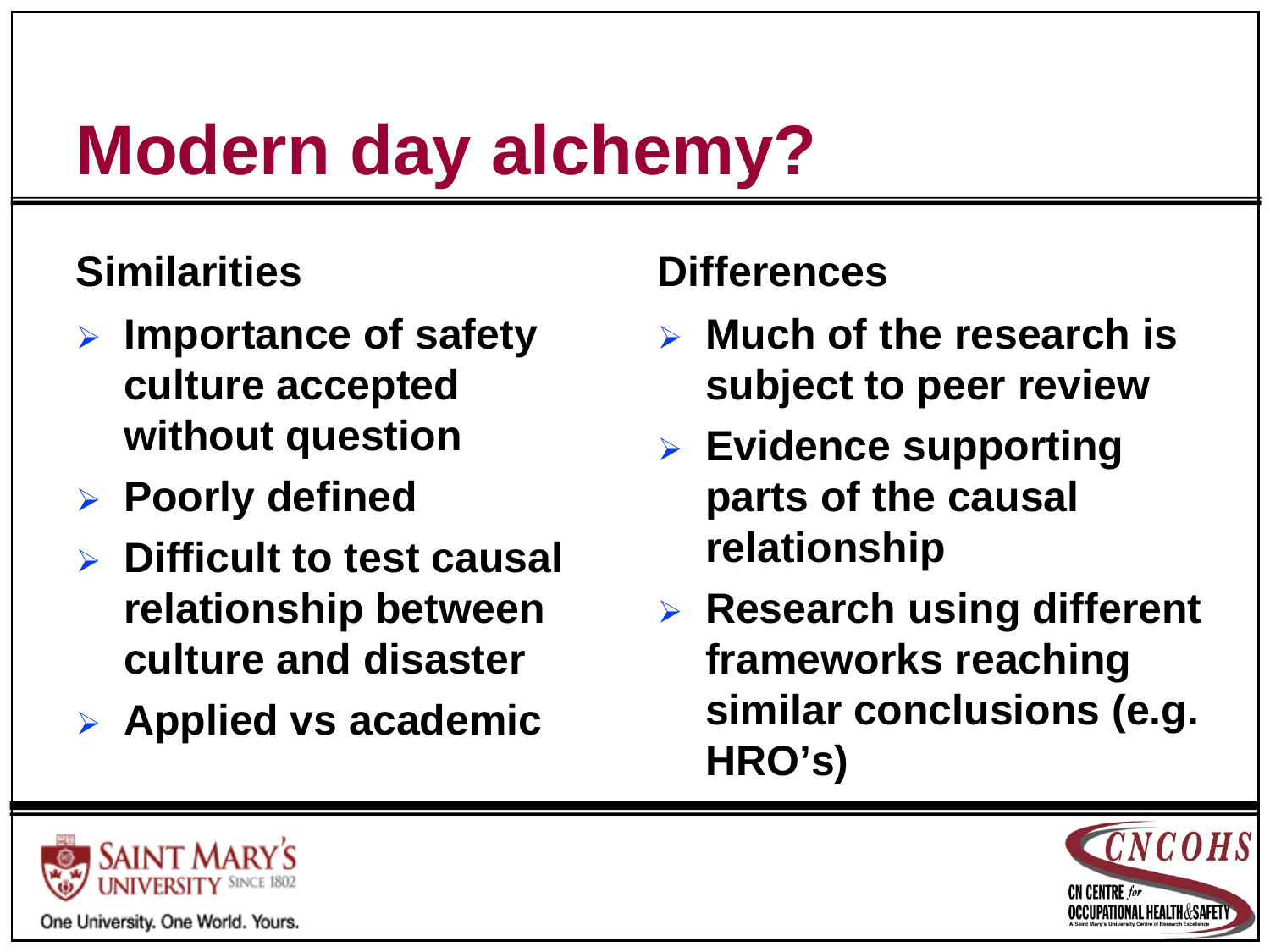# Modern day alchemy?

**Similarities**

- **Importance of safety culture accepted without question**
- **Poorly defined**
- **Difficult to test causal relationship between culture and disaster**
- **Applied vs academic**

**Differences**

- **Much of the research is subject to peer review**
- **Evidence supporting parts of the causal relationship**
- **Research using different frameworks reaching similar conclusions (e.g. HRO's)**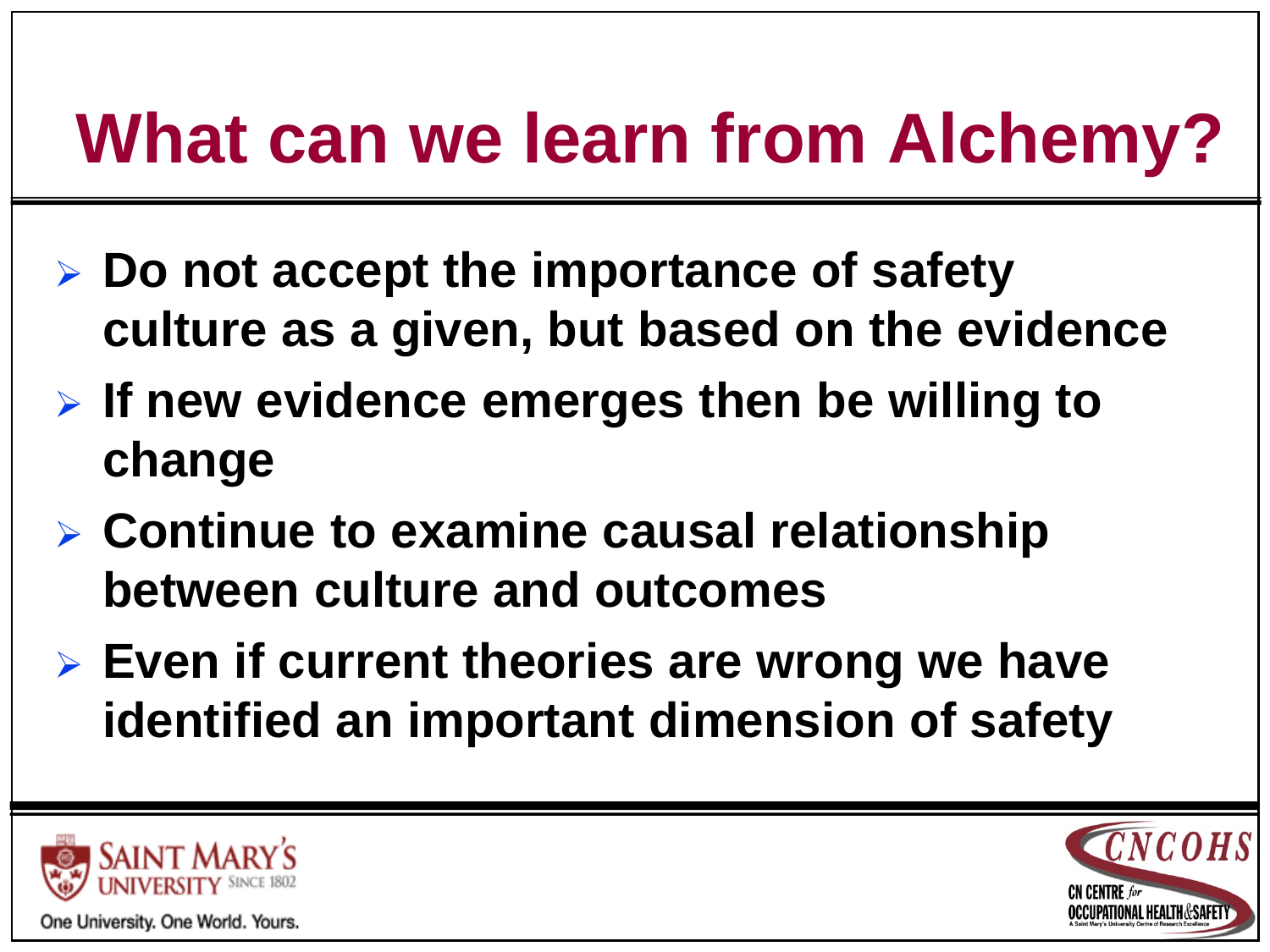# What can we learn from Alchemy?

- Do not accept the importance of safety culture as a given, but based on the evidence
- If new evidence emerges then be willing to change
- Continue to examine causal relationship between culture and outcomes
- Even if current theories are wrong we have identified an important dimension of safety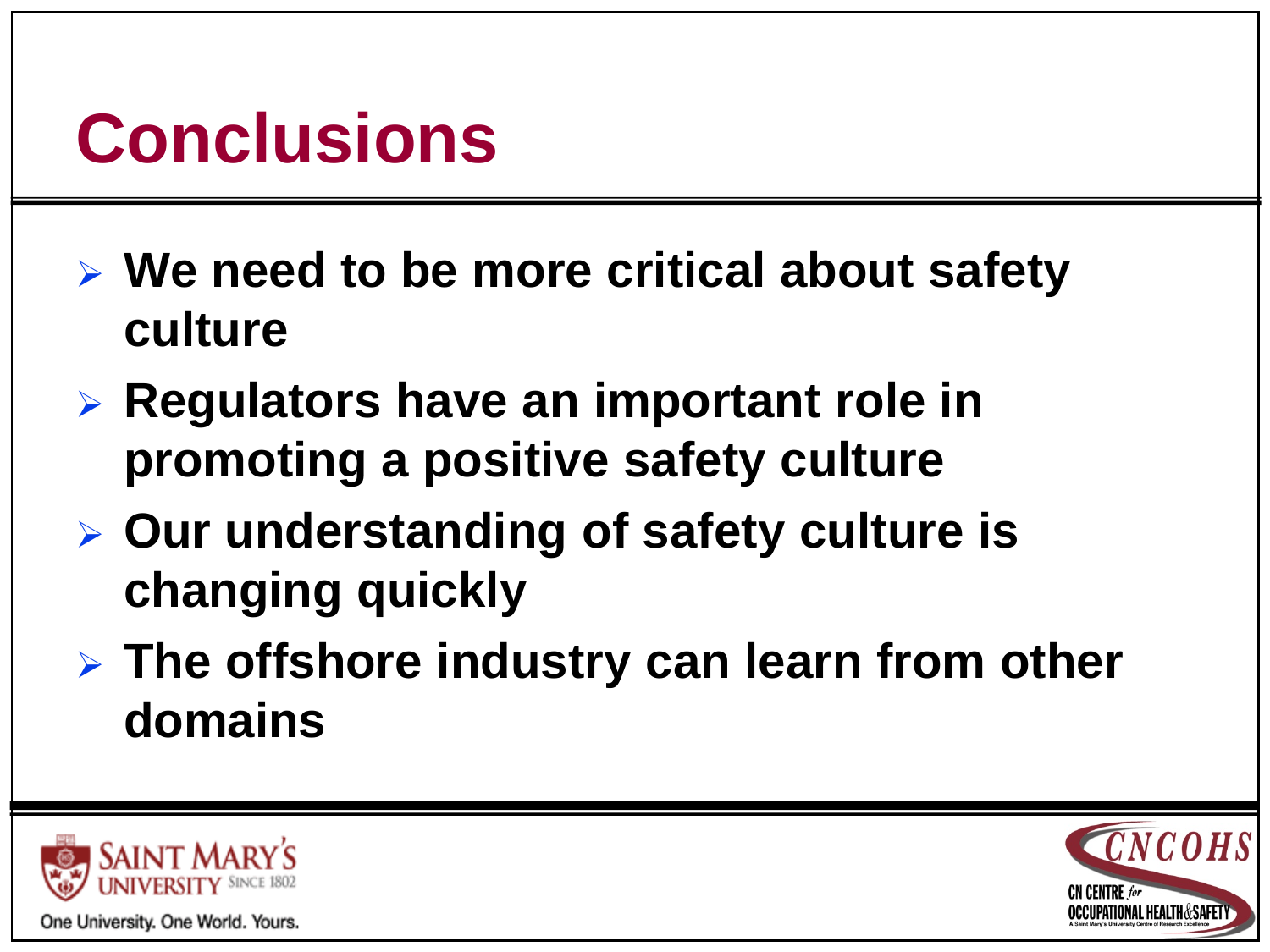# Conclusions

- **We need to be more critical about safety culture**
- **Regulators have an important role in promoting a positive safety culture**
- **Our understanding of safety culture is changing quickly**
- **The offshore industry can learn from other domains**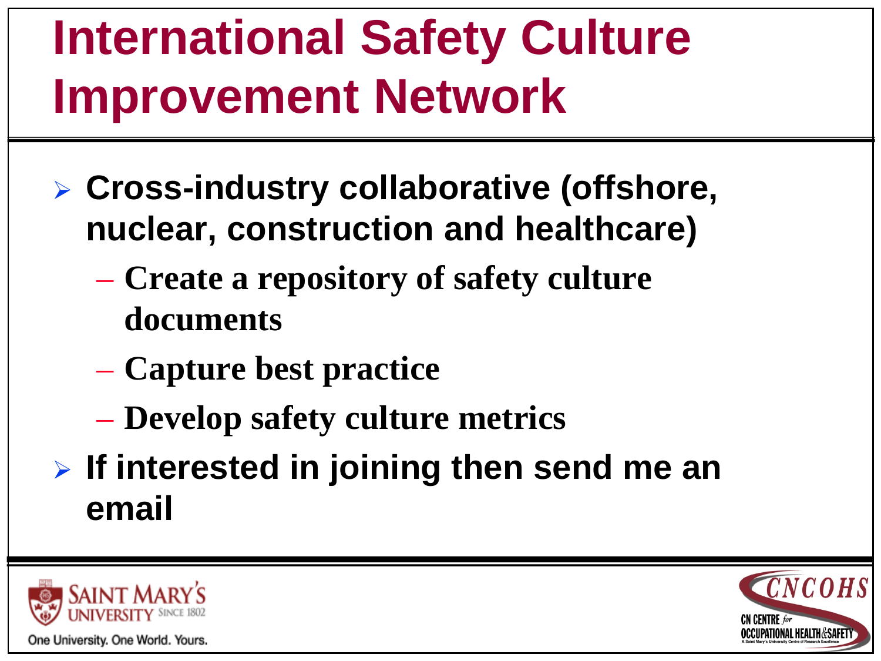# International Safety Culture Improvement Network

- **Cross-industry collaborative (offshore, nuclear, construction and healthcare)**
  - **Create a repository of safety culture documents**
  - **Capture best practice**
  - **Develop safety culture metrics**
- **If interested in joining then send me an email**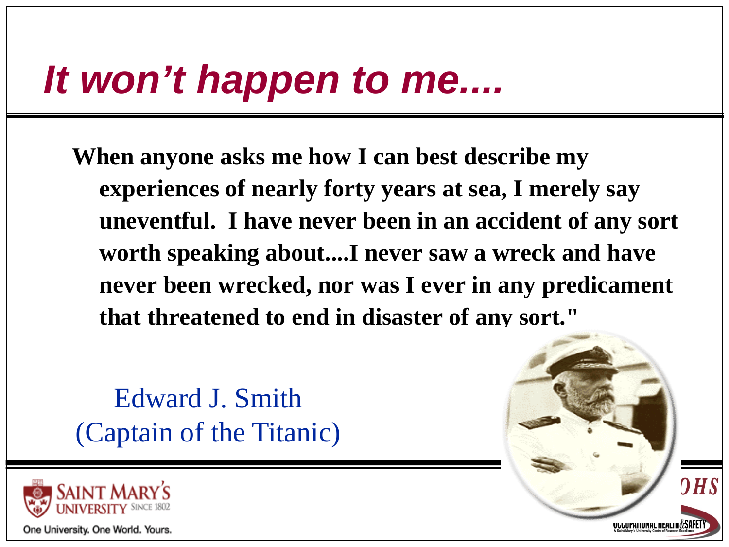# *It won't happen to me....*

**When anyone asks me how I can best describe my experiences of nearly forty years at sea, I merely say uneventful. I have never been in an accident of any sort worth speaking about....I never saw a wreck and have never been wrecked, nor was I ever in any predicament that threatened to end in disaster of any sort."**

Edward J. Smith
(Captain of the Titanic)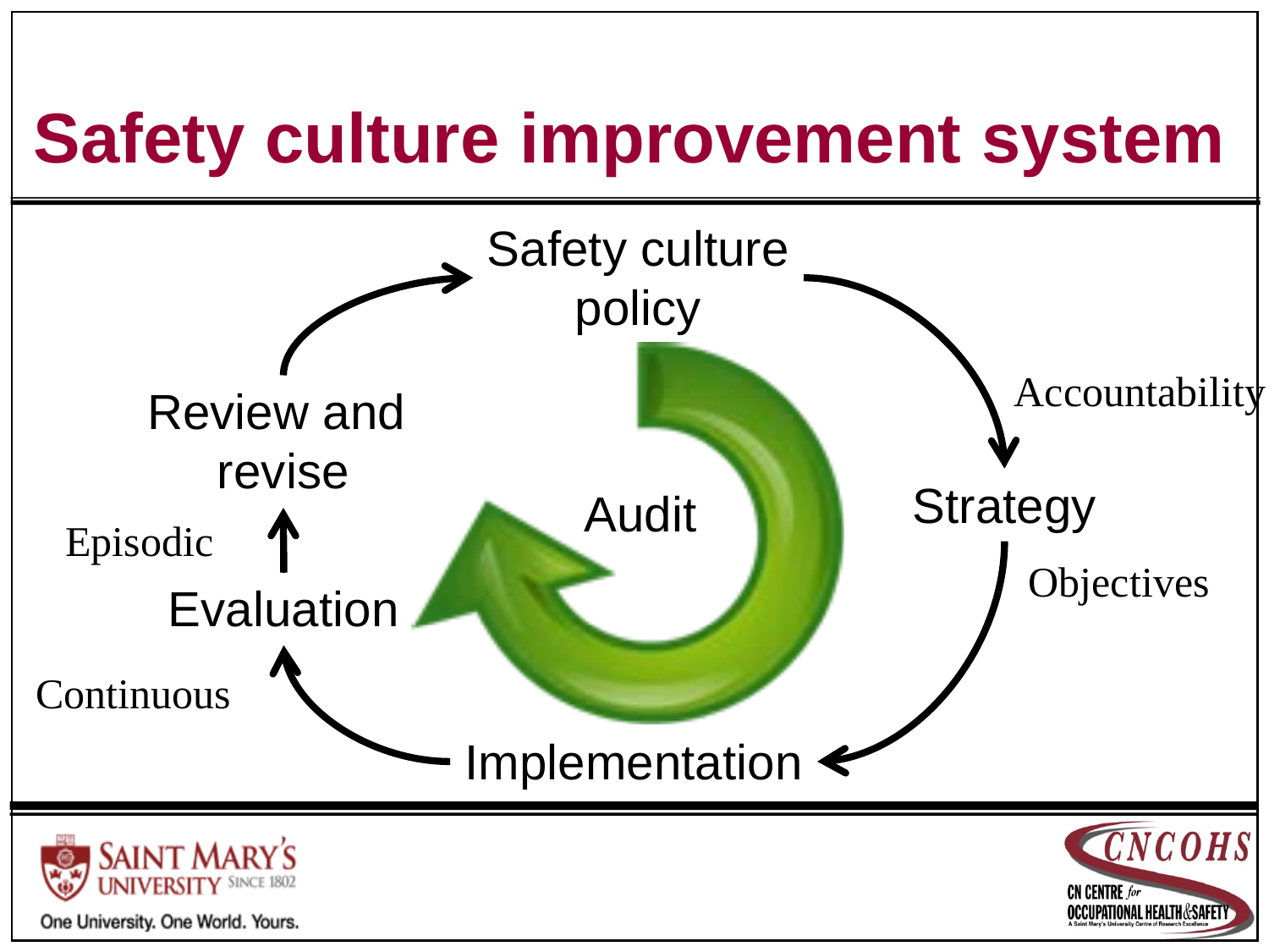# Safety culture improvement system

Safety culture policy

Accountability

Strategy

Objectives

Implementation

Continuous

Evaluation

Episodic

Review and revise

Audit